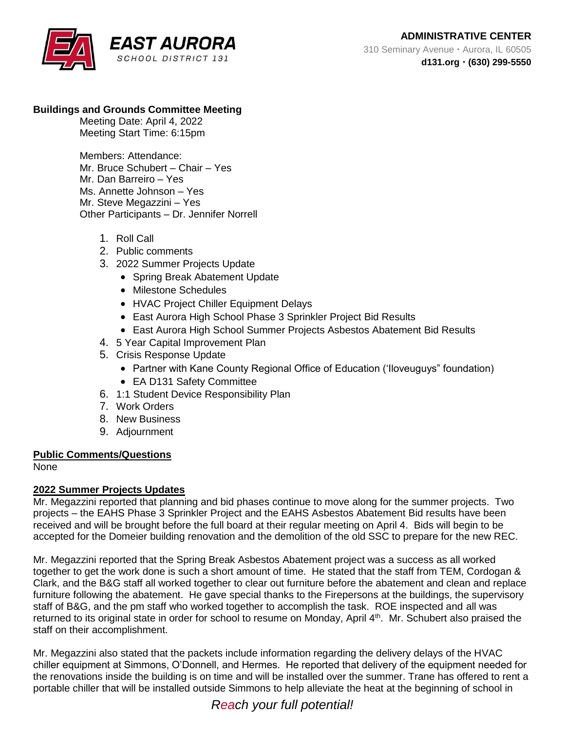**EAST AURORA**
SCHOOL DISTRICT 131

**ADMINISTRATIVE CENTER**
310 Seminary Avenue • Aurora, IL 60505
**d131.org • (630) 299-5550**

**Buildings and Grounds Committee Meeting**

Meeting Date: April 4, 2022
Meeting Start Time: 6:15pm

Members: Attendance:
Mr. Bruce Schubert – Chair – Yes
Mr. Dan Barreiro – Yes
Ms. Annette Johnson – Yes
Mr. Steve Megazzini – Yes
Other Participants – Dr. Jennifer Norrell

1. Roll Call
2. Public comments
3. 2022 Summer Projects Update
   - Spring Break Abatement Update
   - Milestone Schedules
   - HVAC Project Chiller Equipment Delays
   - East Aurora High School Phase 3 Sprinkler Project Bid Results
   - East Aurora High School Summer Projects Asbestos Abatement Bid Results
4. 5 Year Capital Improvement Plan
5. Crisis Response Update
   - Partner with Kane County Regional Office of Education ('Iloveuguys" foundation)
   - EA D131 Safety Committee
6. 1:1 Student Device Responsibility Plan
7. Work Orders
8. New Business
9. Adjournment

**Public Comments/Questions**

None

**2022 Summer Projects Updates**

Mr. Megazzini reported that planning and bid phases continue to move along for the summer projects. Two projects – the EAHS Phase 3 Sprinkler Project and the EAHS Asbestos Abatement Bid results have been received and will be brought before the full board at their regular meeting on April 4. Bids will begin to be accepted for the Domeier building renovation and the demolition of the old SSC to prepare for the new REC.

Mr. Megazzini reported that the Spring Break Asbestos Abatement project was a success as all worked together to get the work done is such a short amount of time. He stated that the staff from TEM, Cordogan & Clark, and the B&G staff all worked together to clear out furniture before the abatement and clean and replace furniture following the abatement. He gave special thanks to the Firepersons at the buildings, the supervisory staff of B&G, and the pm staff who worked together to accomplish the task. ROE inspected and all was returned to its original state in order for school to resume on Monday, April 4th. Mr. Schubert also praised the staff on their accomplishment.

Mr. Megazzini also stated that the packets include information regarding the delivery delays of the HVAC chiller equipment at Simmons, O'Donnell, and Hermes. He reported that delivery of the equipment needed for the renovations inside the building is on time and will be installed over the summer. Trane has offered to rent a portable chiller that will be installed outside Simmons to help alleviate the heat at the beginning of school in

*Reach your full potential!*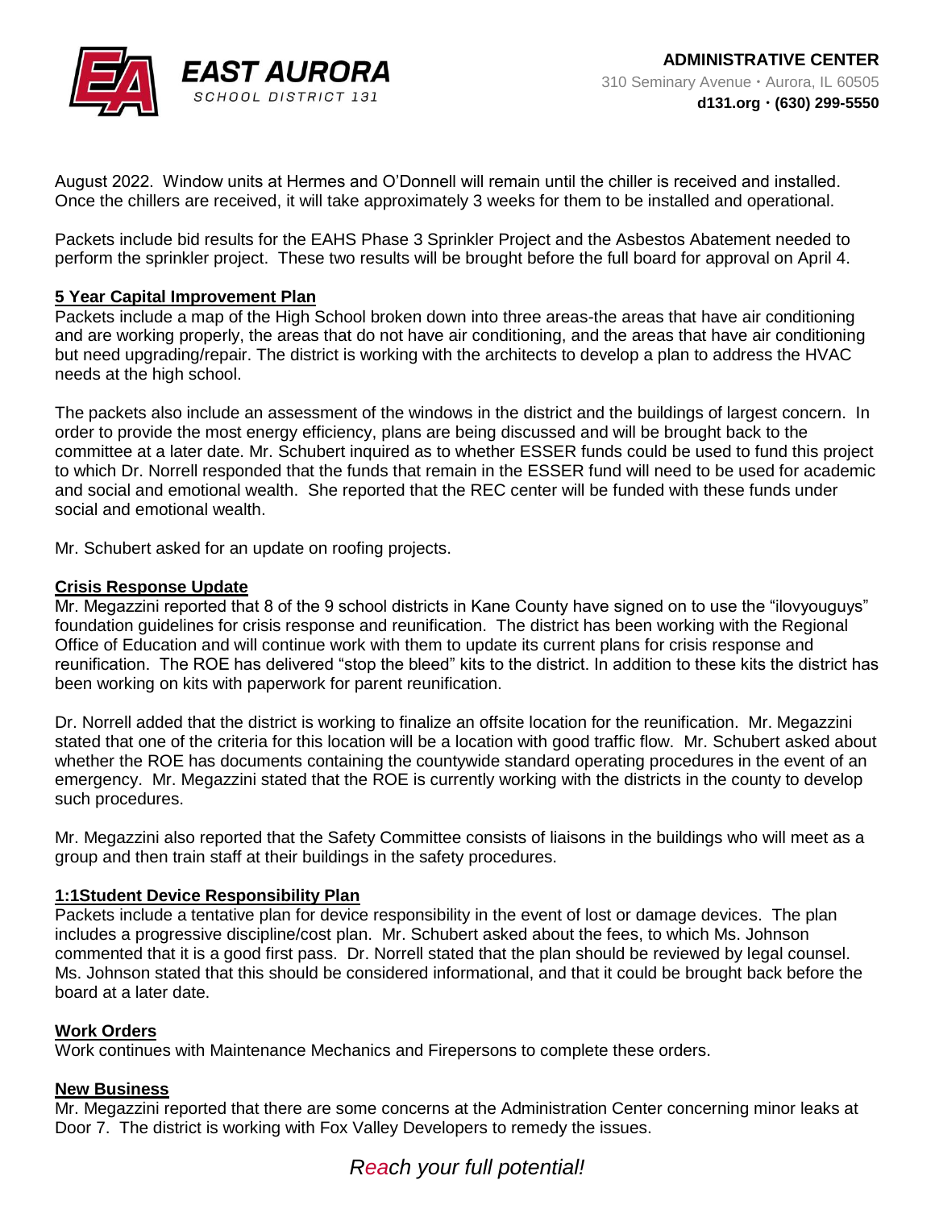August 2022. Window units at Hermes and O'Donnell will remain until the chiller is received and installed. Once the chillers are received, it will take approximately 3 weeks for them to be installed and operational.

Packets include bid results for the EAHS Phase 3 Sprinkler Project and the Asbestos Abatement needed to perform the sprinkler project. These two results will be brought before the full board for approval on April 4.

**5 Year Capital Improvement Plan**

Packets include a map of the High School broken down into three areas-the areas that have air conditioning and are working properly, the areas that do not have air conditioning, and the areas that have air conditioning but need upgrading/repair. The district is working with the architects to develop a plan to address the HVAC needs at the high school.

The packets also include an assessment of the windows in the district and the buildings of largest concern. In order to provide the most energy efficiency, plans are being discussed and will be brought back to the committee at a later date. Mr. Schubert inquired as to whether ESSER funds could be used to fund this project to which Dr. Norrell responded that the funds that remain in the ESSER fund will need to be used for academic and social and emotional wealth. She reported that the REC center will be funded with these funds under social and emotional wealth.

Mr. Schubert asked for an update on roofing projects.

**Crisis Response Update**

Mr. Megazzini reported that 8 of the 9 school districts in Kane County have signed on to use the "ilovyouguys" foundation guidelines for crisis response and reunification. The district has been working with the Regional Office of Education and will continue work with them to update its current plans for crisis response and reunification. The ROE has delivered "stop the bleed" kits to the district. In addition to these kits the district has been working on kits with paperwork for parent reunification.

Dr. Norrell added that the district is working to finalize an offsite location for the reunification. Mr. Megazzini stated that one of the criteria for this location will be a location with good traffic flow. Mr. Schubert asked about whether the ROE has documents containing the countywide standard operating procedures in the event of an emergency. Mr. Megazzini stated that the ROE is currently working with the districts in the county to develop such procedures.

Mr. Megazzini also reported that the Safety Committee consists of liaisons in the buildings who will meet as a group and then train staff at their buildings in the safety procedures.

**1:1Student Device Responsibility Plan**

Packets include a tentative plan for device responsibility in the event of lost or damage devices. The plan includes a progressive discipline/cost plan. Mr. Schubert asked about the fees, to which Ms. Johnson commented that it is a good first pass. Dr. Norrell stated that the plan should be reviewed by legal counsel. Ms. Johnson stated that this should be considered informational, and that it could be brought back before the board at a later date.

**Work Orders**

Work continues with Maintenance Mechanics and Firepersons to complete these orders.

**New Business**

Mr. Megazzini reported that there are some concerns at the Administration Center concerning minor leaks at Door 7. The district is working with Fox Valley Developers to remedy the issues.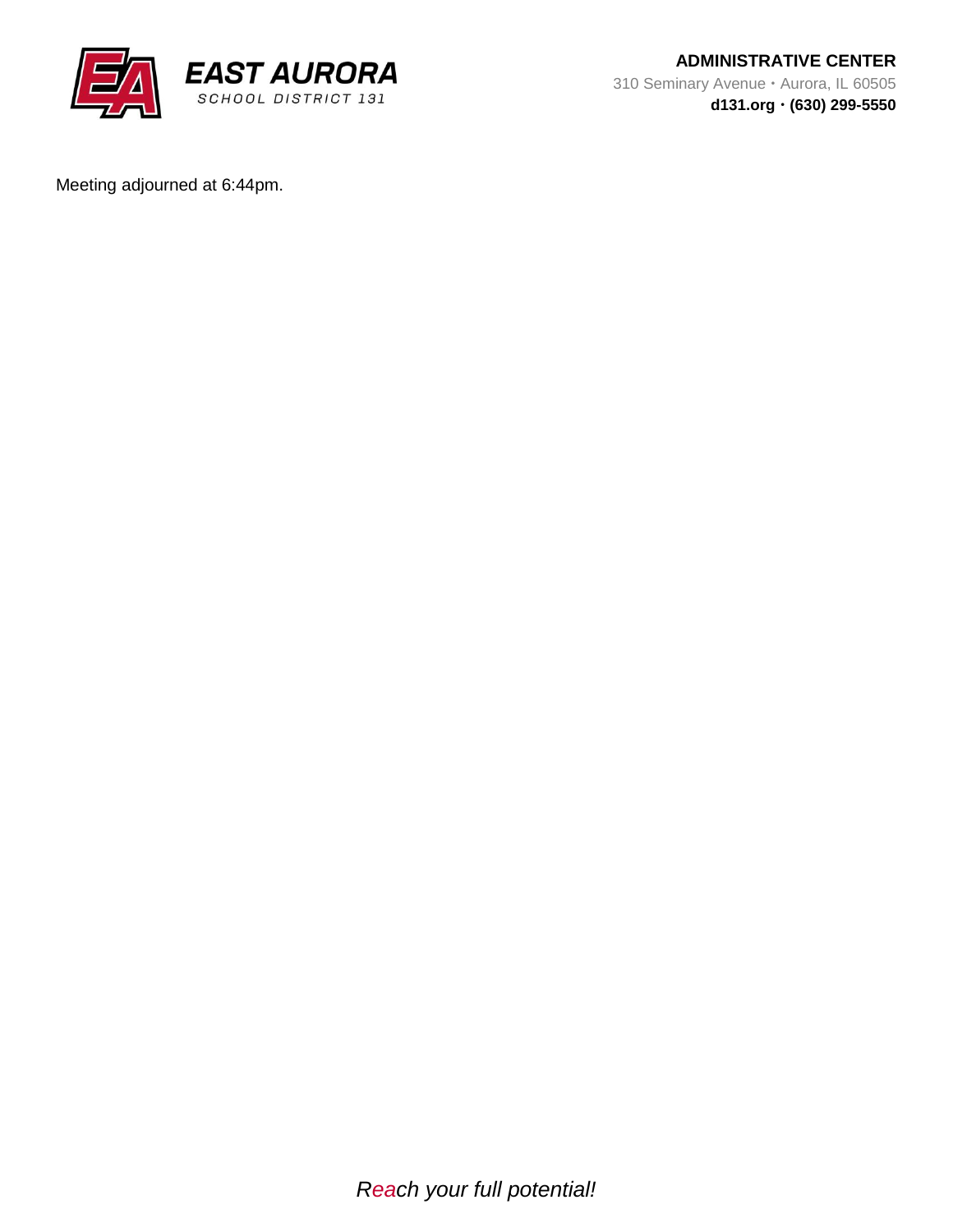Meeting adjourned at 6:44pm.